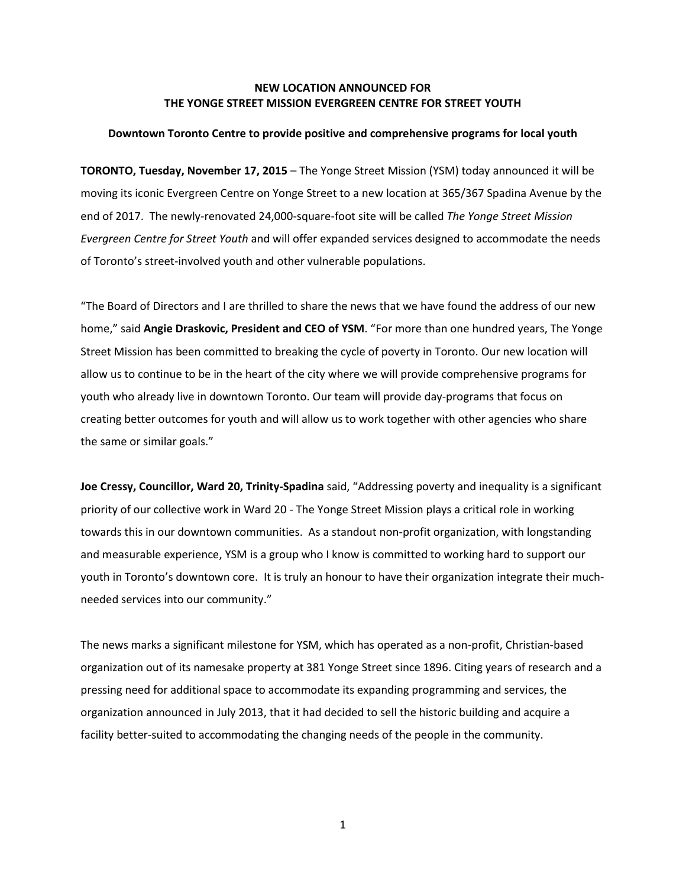# NEW LOCATION ANNOUNCED FOR THE YONGE STREET MISSION EVERGREEN CENTRE FOR STREET YOUTH

**Downtown Toronto Centre to provide positive and comprehensive programs for local youth**

**TORONTO, Tuesday, November 17, 2015** – The Yonge Street Mission (YSM) today announced it will be moving its iconic Evergreen Centre on Yonge Street to a new location at 365/367 Spadina Avenue by the end of 2017. The newly-renovated 24,000-square-foot site will be called *The Yonge Street Mission Evergreen Centre for Street Youth* and will offer expanded services designed to accommodate the needs of Toronto's street-involved youth and other vulnerable populations.

"The Board of Directors and I are thrilled to share the news that we have found the address of our new home," said **Angie Draskovic, President and CEO of YSM**. "For more than one hundred years, The Yonge Street Mission has been committed to breaking the cycle of poverty in Toronto. Our new location will allow us to continue to be in the heart of the city where we will provide comprehensive programs for youth who already live in downtown Toronto. Our team will provide day-programs that focus on creating better outcomes for youth and will allow us to work together with other agencies who share the same or similar goals."

**Joe Cressy, Councillor, Ward 20, Trinity-Spadina** said, "Addressing poverty and inequality is a significant priority of our collective work in Ward 20 - The Yonge Street Mission plays a critical role in working towards this in our downtown communities. As a standout non-profit organization, with longstanding and measurable experience, YSM is a group who I know is committed to working hard to support our youth in Toronto's downtown core. It is truly an honour to have their organization integrate their much-needed services into our community."

The news marks a significant milestone for YSM, which has operated as a non-profit, Christian-based organization out of its namesake property at 381 Yonge Street since 1896. Citing years of research and a pressing need for additional space to accommodate its expanding programming and services, the organization announced in July 2013, that it had decided to sell the historic building and acquire a facility better-suited to accommodating the changing needs of the people in the community.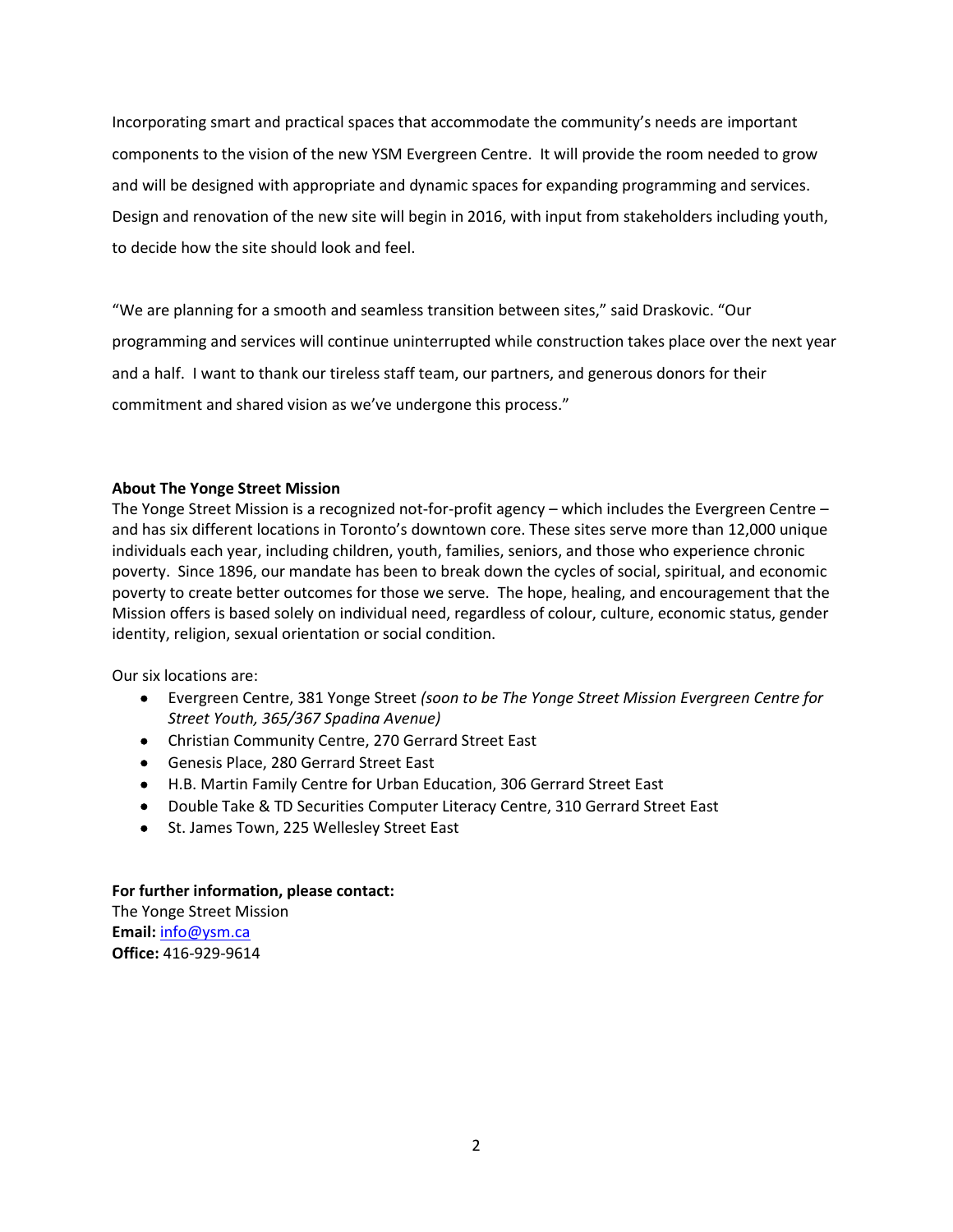Incorporating smart and practical spaces that accommodate the community's needs are important components to the vision of the new YSM Evergreen Centre. It will provide the room needed to grow and will be designed with appropriate and dynamic spaces for expanding programming and services. Design and renovation of the new site will begin in 2016, with input from stakeholders including youth, to decide how the site should look and feel.

"We are planning for a smooth and seamless transition between sites," said Draskovic. "Our programming and services will continue uninterrupted while construction takes place over the next year and a half. I want to thank our tireless staff team, our partners, and generous donors for their commitment and shared vision as we've undergone this process."

**About The Yonge Street Mission**

The Yonge Street Mission is a recognized not-for-profit agency – which includes the Evergreen Centre – and has six different locations in Toronto's downtown core. These sites serve more than 12,000 unique individuals each year, including children, youth, families, seniors, and those who experience chronic poverty. Since 1896, our mandate has been to break down the cycles of social, spiritual, and economic poverty to create better outcomes for those we serve. The hope, healing, and encouragement that the Mission offers is based solely on individual need, regardless of colour, culture, economic status, gender identity, religion, sexual orientation or social condition.

Our six locations are:

- Evergreen Centre, 381 Yonge Street *(soon to be The Yonge Street Mission Evergreen Centre for Street Youth, 365/367 Spadina Avenue)*
- Christian Community Centre, 270 Gerrard Street East
- Genesis Place, 280 Gerrard Street East
- H.B. Martin Family Centre for Urban Education, 306 Gerrard Street East
- Double Take & TD Securities Computer Literacy Centre, 310 Gerrard Street East
- St. James Town, 225 Wellesley Street East

**For further information, please contact:**
The Yonge Street Mission
**Email:** info@ysm.ca
**Office:** 416-929-9614